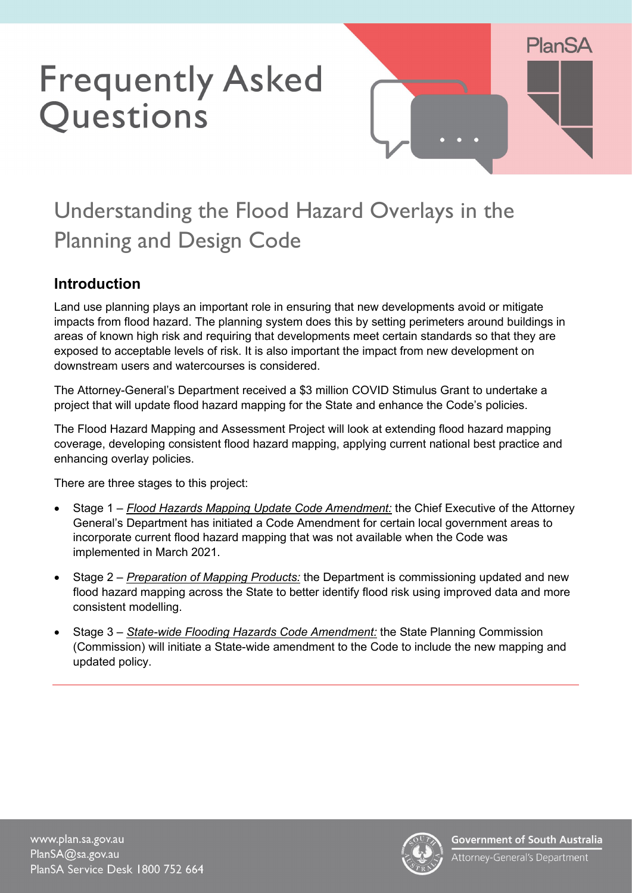# Frequently Asked Questions

## Understanding the Flood Hazard Overlays in the Planning and Design Code

### Introduction

Land use planning plays an important role in ensuring that new developments avoid or mitigate impacts from flood hazard. The planning system does this by setting perimeters around buildings in areas of known high risk and requiring that developments meet certain standards so that they are exposed to acceptable levels of risk. It is also important the impact from new development on downstream users and watercourses is considered.

The Attorney-General's Department received a $3 million COVID Stimulus Grant to undertake a project that will update flood hazard mapping for the State and enhance the Code's policies.

The Flood Hazard Mapping and Assessment Project will look at extending flood hazard mapping coverage, developing consistent flood hazard mapping, applying current national best practice and enhancing overlay policies.

There are three stages to this project:

- Stage 1 – *Flood Hazards Mapping Update Code Amendment:* the Chief Executive of the Attorney General's Department has initiated a Code Amendment for certain local government areas to incorporate current flood hazard mapping that was not available when the Code was implemented in March 2021.
- Stage 2 – *Preparation of Mapping Products:* the Department is commissioning updated and new flood hazard mapping across the State to better identify flood risk using improved data and more consistent modelling.
- Stage 3 – *State-wide Flooding Hazards Code Amendment:* the State Planning Commission (Commission) will initiate a State-wide amendment to the Code to include the new mapping and updated policy.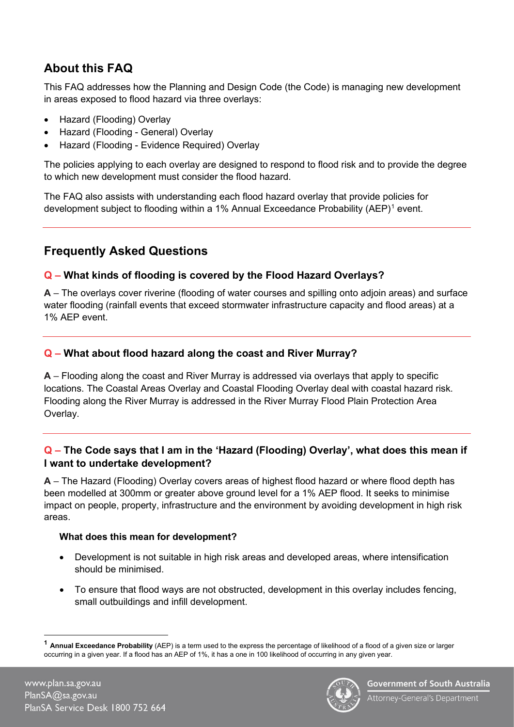## About this FAQ

This FAQ addresses how the Planning and Design Code (the Code) is managing new development in areas exposed to flood hazard via three overlays:

- Hazard (Flooding) Overlay
- Hazard (Flooding - General) Overlay
- Hazard (Flooding - Evidence Required) Overlay

The policies applying to each overlay are designed to respond to flood risk and to provide the degree to which new development must consider the flood hazard.

The FAQ also assists with understanding each flood hazard overlay that provide policies for development subject to flooding within a 1% Annual Exceedance Probability (AEP)[1] event.

---

## Frequently Asked Questions

### Q – What kinds of flooding is covered by the Flood Hazard Overlays?

**A** – The overlays cover riverine (flooding of water courses and spilling onto adjoin areas) and surface water flooding (rainfall events that exceed stormwater infrastructure capacity and flood areas) at a 1% AEP event.

---

### Q – What about flood hazard along the coast and River Murray?

**A** – Flooding along the coast and River Murray is addressed via overlays that apply to specific locations. The Coastal Areas Overlay and Coastal Flooding Overlay deal with coastal hazard risk. Flooding along the River Murray is addressed in the River Murray Flood Plain Protection Area Overlay.

---

### Q – The Code says that I am in the 'Hazard (Flooding) Overlay', what does this mean if I want to undertake development?

**A** – The Hazard (Flooding) Overlay covers areas of highest flood hazard or where flood depth has been modelled at 300mm or greater above ground level for a 1% AEP flood. It seeks to minimise impact on people, property, infrastructure and the environment by avoiding development in high risk areas.

**What does this mean for development?**

- Development is not suitable in high risk areas and developed areas, where intensification should be minimised.
- To ensure that flood ways are not obstructed, development in this overlay includes fencing, small outbuildings and infill development.

---

[1] **Annual Exceedance Probability** (AEP) is a term used to the express the percentage of likelihood of a flood of a given size or larger occurring in a given year. If a flood has an AEP of 1%, it has a one in 100 likelihood of occurring in any given year.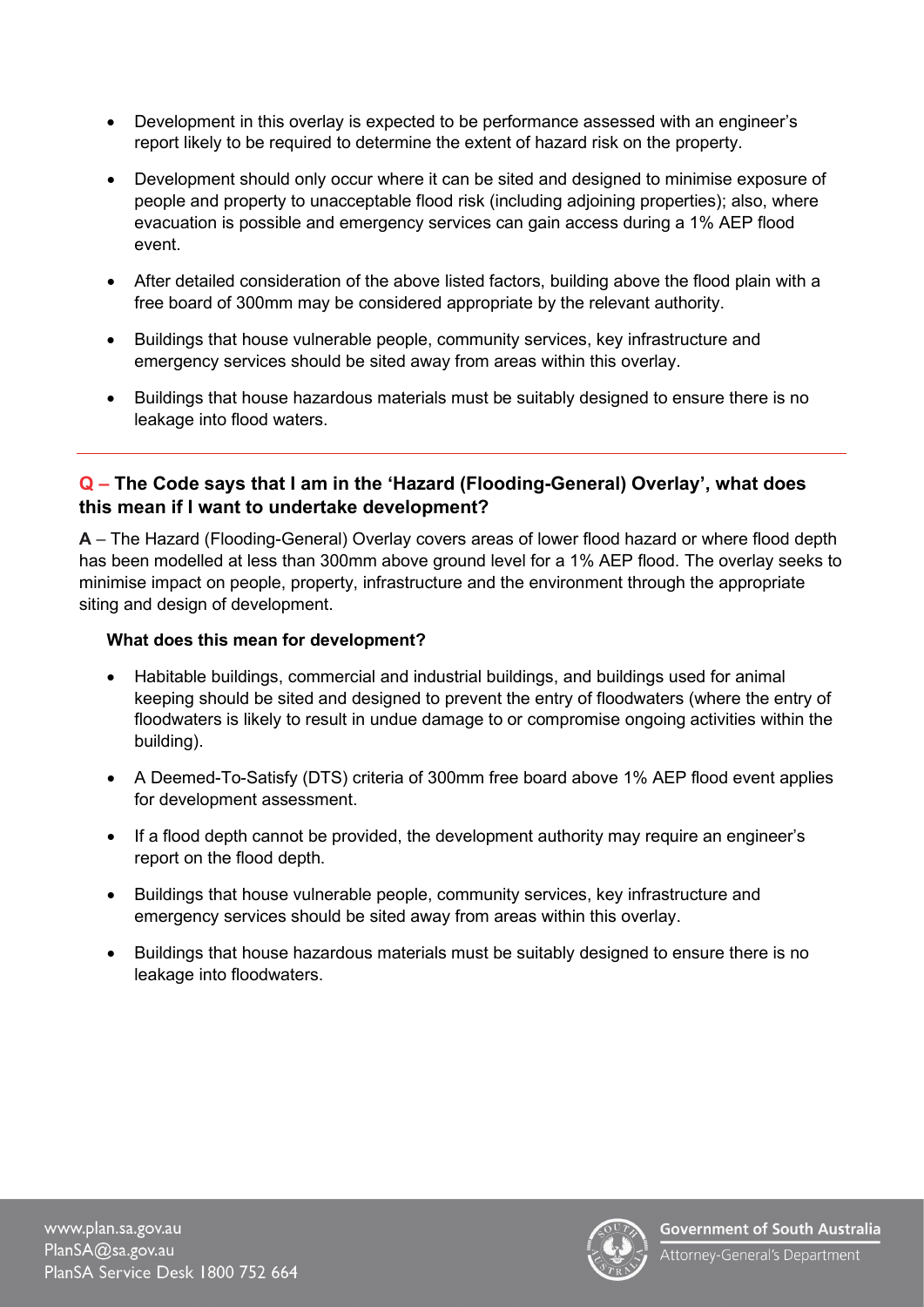- Development in this overlay is expected to be performance assessed with an engineer's report likely to be required to determine the extent of hazard risk on the property.
- Development should only occur where it can be sited and designed to minimise exposure of people and property to unacceptable flood risk (including adjoining properties); also, where evacuation is possible and emergency services can gain access during a 1% AEP flood event.
- After detailed consideration of the above listed factors, building above the flood plain with a free board of 300mm may be considered appropriate by the relevant authority.
- Buildings that house vulnerable people, community services, key infrastructure and emergency services should be sited away from areas within this overlay.
- Buildings that house hazardous materials must be suitably designed to ensure there is no leakage into flood waters.

---

### Q – The Code says that I am in the 'Hazard (Flooding-General) Overlay', what does this mean if I want to undertake development?

**A** – The Hazard (Flooding-General) Overlay covers areas of lower flood hazard or where flood depth has been modelled at less than 300mm above ground level for a 1% AEP flood. The overlay seeks to minimise impact on people, property, infrastructure and the environment through the appropriate siting and design of development.

**What does this mean for development?**

- Habitable buildings, commercial and industrial buildings, and buildings used for animal keeping should be sited and designed to prevent the entry of floodwaters (where the entry of floodwaters is likely to result in undue damage to or compromise ongoing activities within the building).
- A Deemed-To-Satisfy (DTS) criteria of 300mm free board above 1% AEP flood event applies for development assessment.
- If a flood depth cannot be provided, the development authority may require an engineer's report on the flood depth.
- Buildings that house vulnerable people, community services, key infrastructure and emergency services should be sited away from areas within this overlay.
- Buildings that house hazardous materials must be suitably designed to ensure there is no leakage into floodwaters.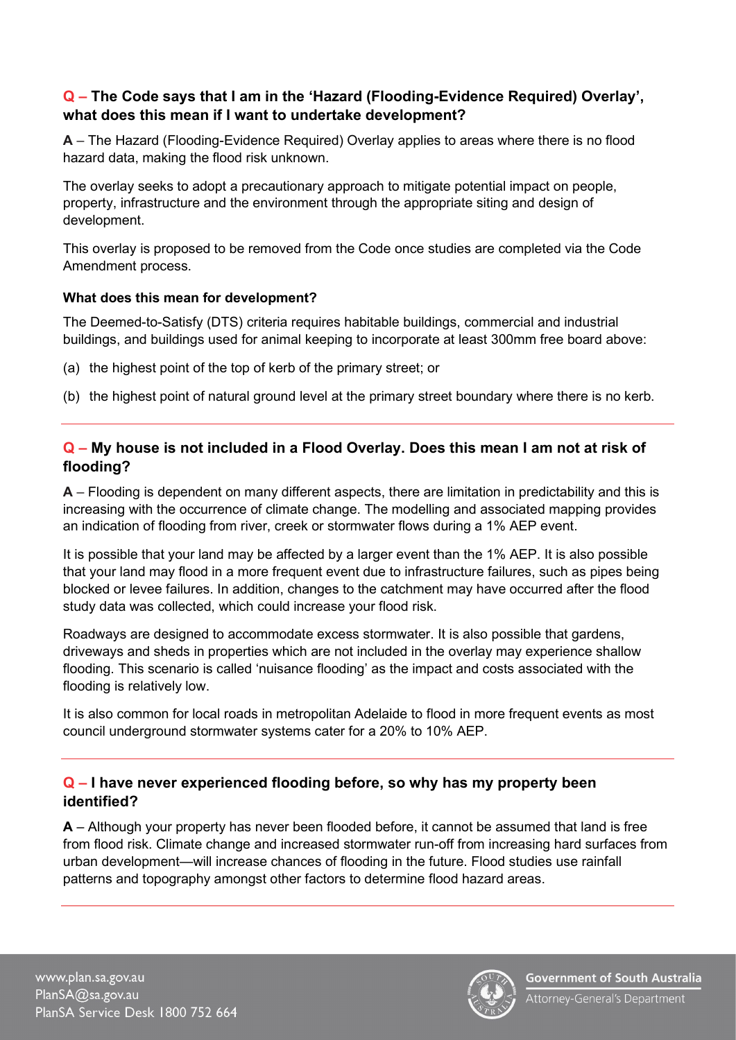**Q – The Code says that I am in the 'Hazard (Flooding-Evidence Required) Overlay', what does this mean if I want to undertake development?**

**A** – The Hazard (Flooding-Evidence Required) Overlay applies to areas where there is no flood hazard data, making the flood risk unknown.

The overlay seeks to adopt a precautionary approach to mitigate potential impact on people, property, infrastructure and the environment through the appropriate siting and design of development.

This overlay is proposed to be removed from the Code once studies are completed via the Code Amendment process.

**What does this mean for development?**

The Deemed-to-Satisfy (DTS) criteria requires habitable buildings, commercial and industrial buildings, and buildings used for animal keeping to incorporate at least 300mm free board above:

(a) the highest point of the top of kerb of the primary street; or

(b) the highest point of natural ground level at the primary street boundary where there is no kerb.

---

**Q – My house is not included in a Flood Overlay. Does this mean I am not at risk of flooding?**

**A** – Flooding is dependent on many different aspects, there are limitation in predictability and this is increasing with the occurrence of climate change. The modelling and associated mapping provides an indication of flooding from river, creek or stormwater flows during a 1% AEP event.

It is possible that your land may be affected by a larger event than the 1% AEP. It is also possible that your land may flood in a more frequent event due to infrastructure failures, such as pipes being blocked or levee failures. In addition, changes to the catchment may have occurred after the flood study data was collected, which could increase your flood risk.

Roadways are designed to accommodate excess stormwater. It is also possible that gardens, driveways and sheds in properties which are not included in the overlay may experience shallow flooding. This scenario is called 'nuisance flooding' as the impact and costs associated with the flooding is relatively low.

It is also common for local roads in metropolitan Adelaide to flood in more frequent events as most council underground stormwater systems cater for a 20% to 10% AEP.

---

**Q – I have never experienced flooding before, so why has my property been identified?**

**A** – Although your property has never been flooded before, it cannot be assumed that land is free from flood risk. Climate change and increased stormwater run-off from increasing hard surfaces from urban development—will increase chances of flooding in the future. Flood studies use rainfall patterns and topography amongst other factors to determine flood hazard areas.

---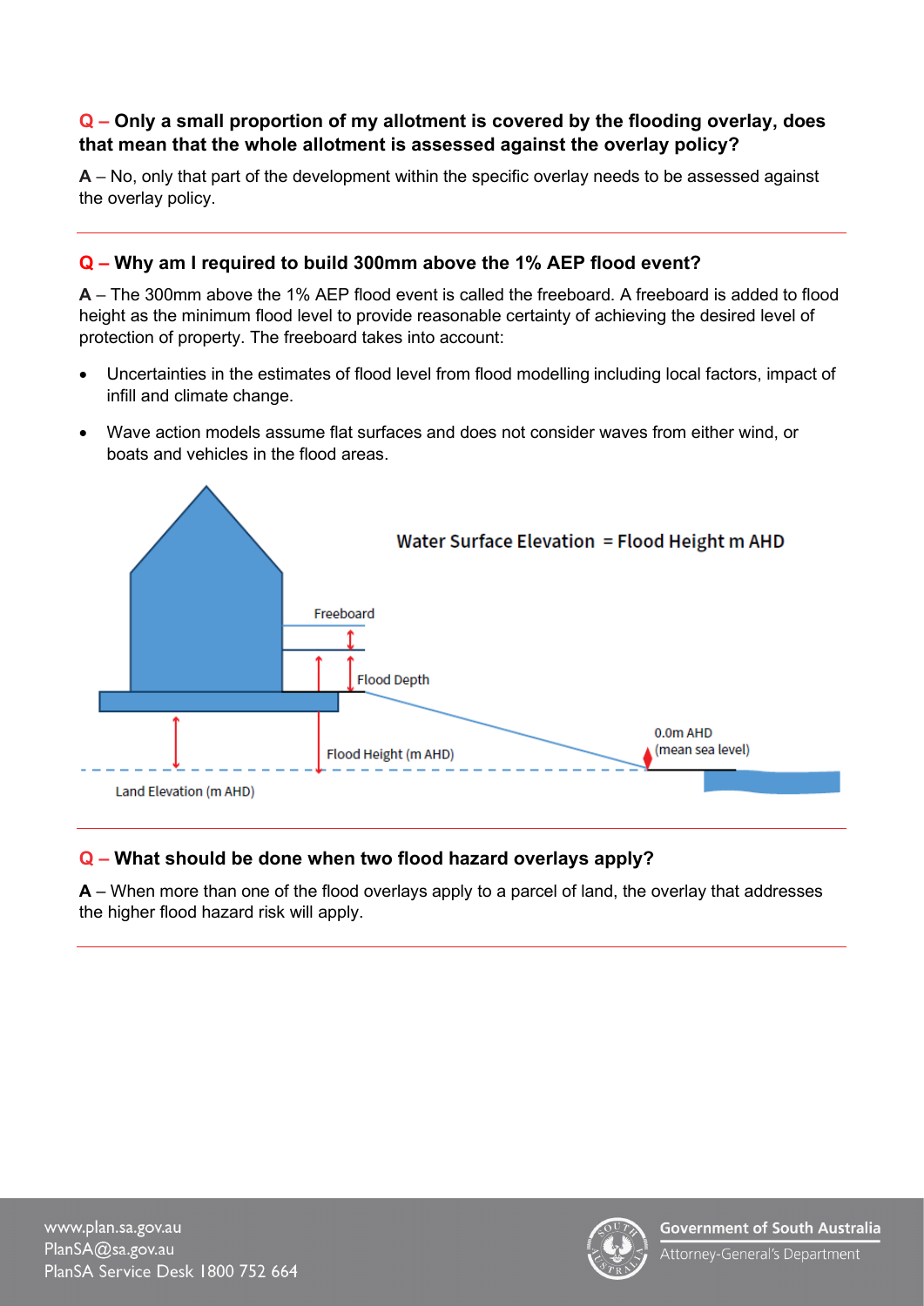**Q – Only a small proportion of my allotment is covered by the flooding overlay, does that mean that the whole allotment is assessed against the overlay policy?**

**A** – No, only that part of the development within the specific overlay needs to be assessed against the overlay policy.

---

**Q – Why am I required to build 300mm above the 1% AEP flood event?**

**A** – The 300mm above the 1% AEP flood event is called the freeboard. A freeboard is added to flood height as the minimum flood level to provide reasonable certainty of achieving the desired level of protection of property. The freeboard takes into account:

- Uncertainties in the estimates of flood level from flood modelling including local factors, impact of infill and climate change.
- Wave action models assume flat surfaces and does not consider waves from either wind, or boats and vehicles in the flood areas.

Water Surface Elevation = Flood Height m AHD

Freeboard

Flood Depth

Flood Height (m AHD)

0.0m AHD (mean sea level)

Land Elevation (m AHD)

---

**Q – What should be done when two flood hazard overlays apply?**

**A** – When more than one of the flood overlays apply to a parcel of land, the overlay that addresses the higher flood hazard risk will apply.

---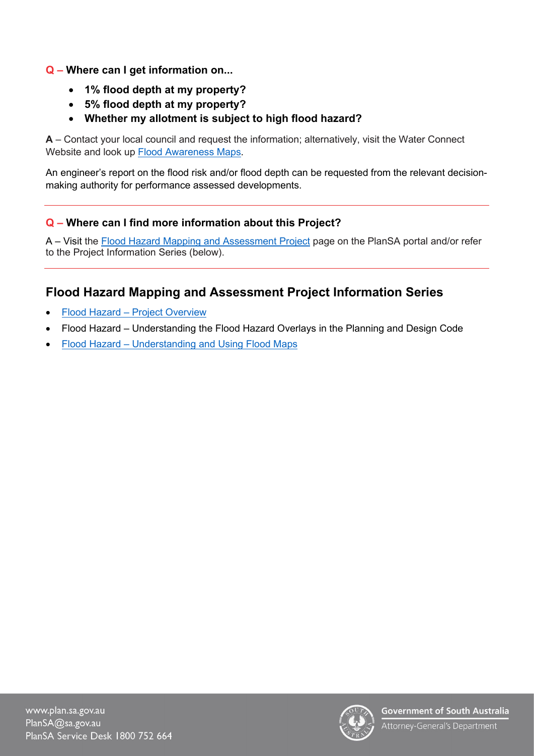**Q – Where can I get information on...**

- **1% flood depth at my property?**
- **5% flood depth at my property?**
- **Whether my allotment is subject to high flood hazard?**

**A** – Contact your local council and request the information; alternatively, visit the Water Connect Website and look up Flood Awareness Maps.

An engineer's report on the flood risk and/or flood depth can be requested from the relevant decision-making authority for performance assessed developments.

---

**Q – Where can I find more information about this Project?**

A – Visit the Flood Hazard Mapping and Assessment Project page on the PlanSA portal and/or refer to the Project Information Series (below).

---

## Flood Hazard Mapping and Assessment Project Information Series

- Flood Hazard – Project Overview
- Flood Hazard – Understanding the Flood Hazard Overlays in the Planning and Design Code
- Flood Hazard – Understanding and Using Flood Maps